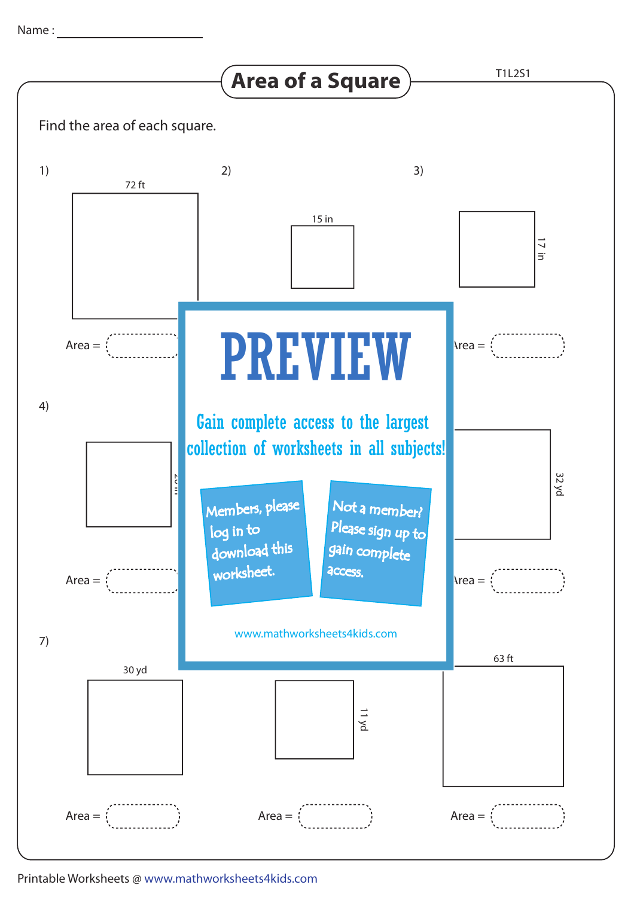Name : ____________________

# Area of a Square

T1L2S1

Find the area of each square.

1) 72 ft

Area = 

2) 15 in

3) 17 in

Area = 

4) 

Area = 

32 yd

Area = 

PREVIEW

Gain complete access to the largest collection of worksheets in all subjects!

Members, please log in to download this worksheet.

Not a member? Please sign up to gain complete access.

www.mathworksheets4kids.com

7) 30 yd

Area = 

11 yd

Area = 

63 ft

Area = 

Printable Worksheets @ www.mathworksheets4kids.com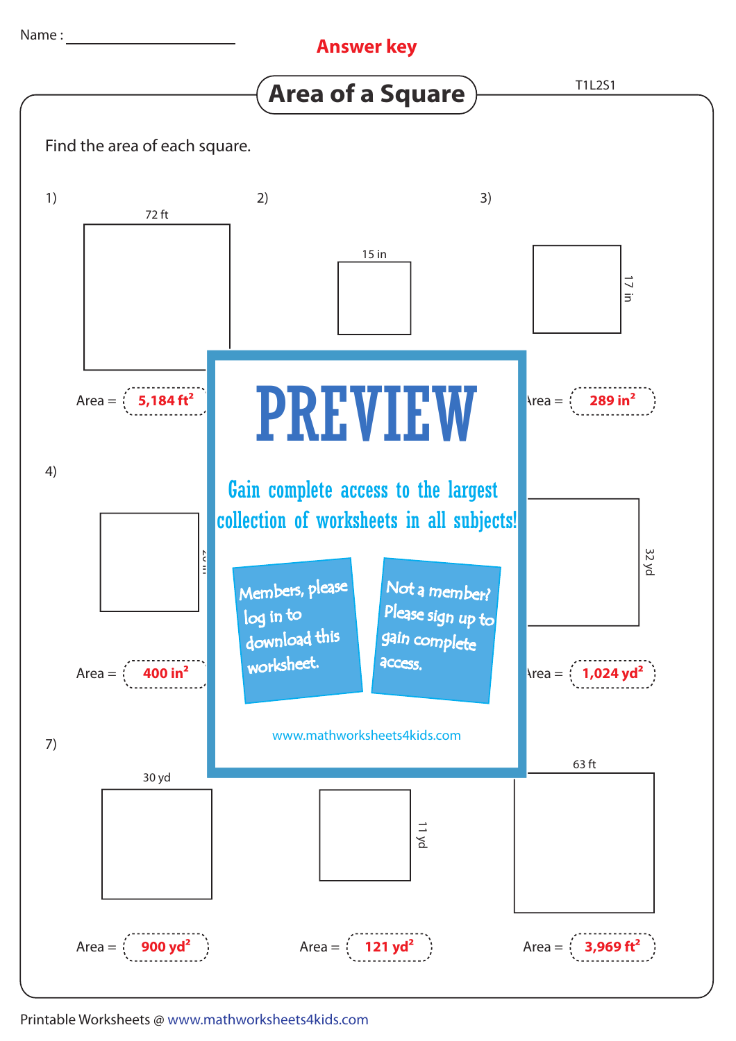Name : ____________________

**Answer key**

# Area of a Square

T1L2S1

Find the area of each square.

1) 72 ft

Area = **5,184 ft²**

2) 15 in

3) 17 in

Area = **289 in²**

4)

Area = **400 in²**

32 yd

Area = **1,024 yd²**

7) 30 yd

Area = **900 yd²**

11 yd

Area = **121 yd²**

63 ft

Area = **3,969 ft²**

**PREVIEW**

Gain complete access to the largest collection of worksheets in all subjects!

Members, please log in to download this worksheet.

Not a member? Please sign up to gain complete access.

www.mathworksheets4kids.com

Printable Worksheets @ www.mathworksheets4kids.com